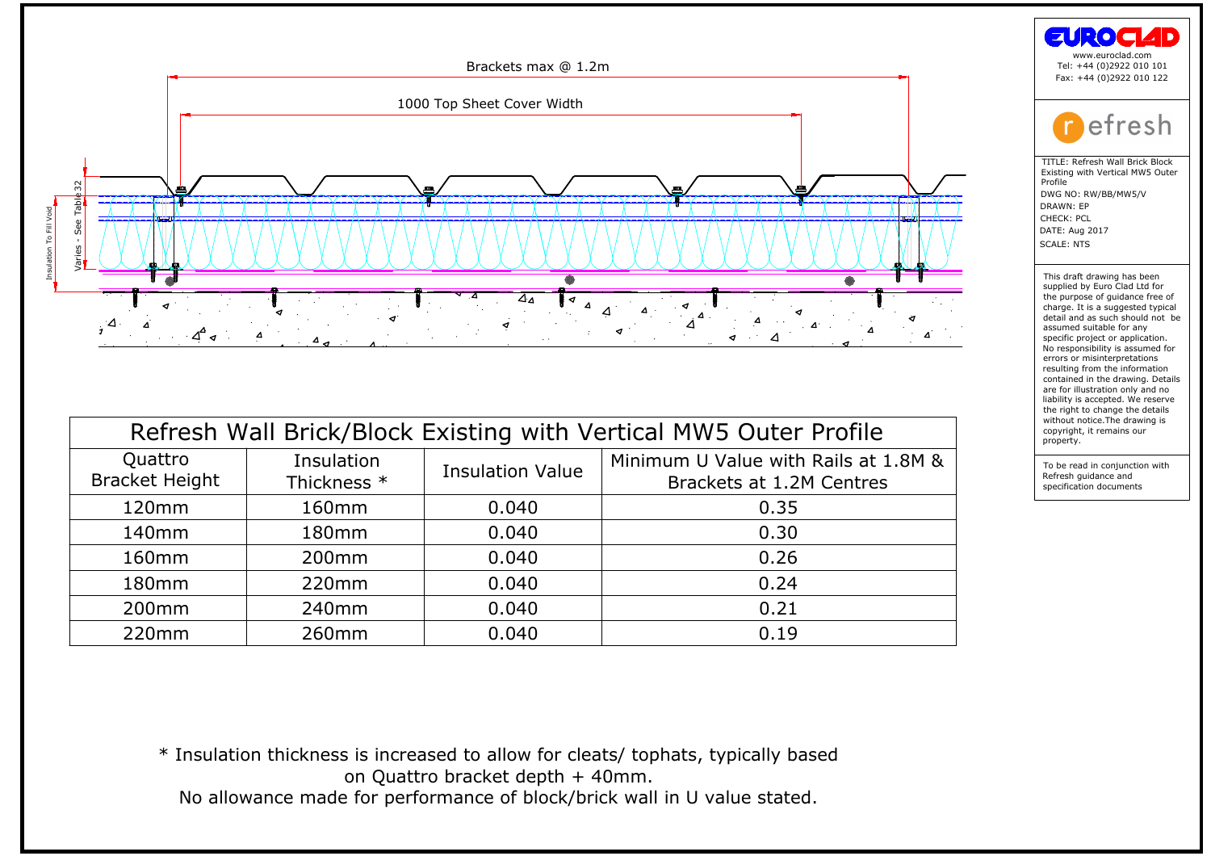Brackets max @ 1.2m

1000 Top Sheet Cover Width

Insulation To Fill Void

Varies - See Table 32

# Refresh Wall Brick/Block Existing with Vertical MW5 Outer Profile

| Quattro Bracket Height | Insulation Thickness * | Insulation Value | Minimum U Value with Rails at 1.8M & Brackets at 1.2M Centres |
| --- | --- | --- | --- |
| 120mm | 160mm | 0.040 | 0.35 |
| 140mm | 180mm | 0.040 | 0.30 |
| 160mm | 200mm | 0.040 | 0.26 |
| 180mm | 220mm | 0.040 | 0.24 |
| 200mm | 240mm | 0.040 | 0.21 |
| 220mm | 260mm | 0.040 | 0.19 |

* Insulation thickness is increased to allow for cleats/ tophats, typically based on Quattro bracket depth + 40mm.
No allowance made for performance of block/brick wall in U value stated.

EUROCLAD
www.euroclad.com
Tel: +44 (0)2922 010 101
Fax: +44 (0)2922 010 122

refresh

TITLE: Refresh Wall Brick Block Existing with Vertical MW5 Outer Profile
DWG NO: RW/BB/MW5/V
DRAWN: EP
CHECK: PCL
DATE: Aug 2017
SCALE: NTS

This draft drawing has been supplied by Euro Clad Ltd for the purpose of guidance free of charge. It is a suggested typical detail and as such should not be assumed suitable for any specific project or application. No responsibility is assumed for errors or misinterpretations resulting from the information contained in the drawing. Details are for illustration only and no liability is accepted. We reserve the right to change the details without notice.The drawing is copyright, it remains our property.

To be read in conjunction with Refresh guidance and specification documents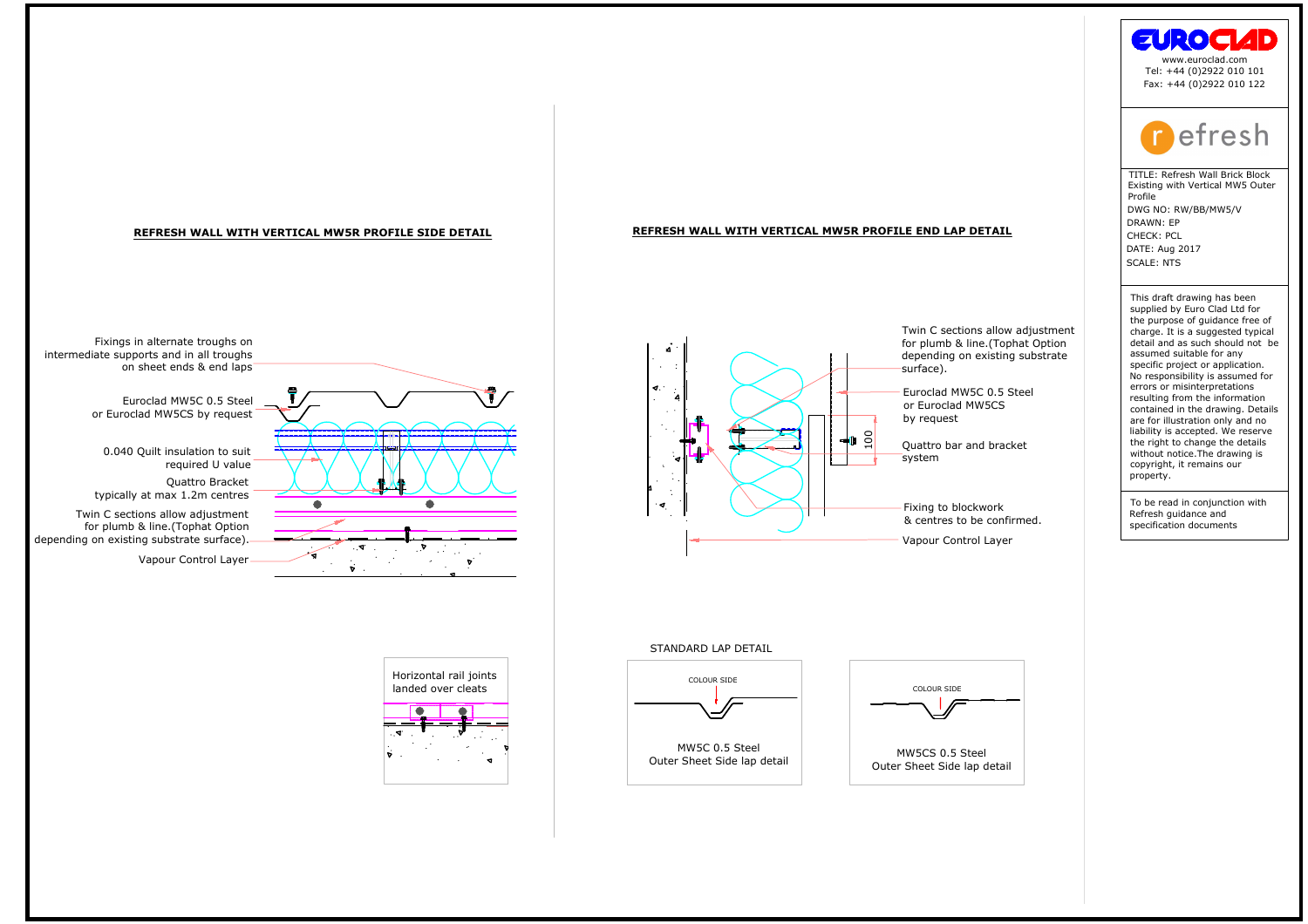## REFRESH WALL WITH VERTICAL MW5R PROFILE SIDE DETAIL

Fixings in alternate troughs on intermediate supports and in all troughs on sheet ends & end laps

Euroclad MW5C 0.5 Steel or Euroclad MW5CS by request

0.040 Quilt insulation to suit required U value

Quattro Bracket typically at max 1.2m centres

Twin C sections allow adjustment for plumb & line.(Tophat Option depending on existing substrate surface).

Vapour Control Layer

Horizontal rail joints landed over cleats

## REFRESH WALL WITH VERTICAL MW5R PROFILE END LAP DETAIL

Twin C sections allow adjustment for plumb & line.(Tophat Option depending on existing substrate surface).

Euroclad MW5C 0.5 Steel or Euroclad MW5CS by request

Quattro bar and bracket system

100

Fixing to blockwork & centres to be confirmed.

Vapour Control Layer

STANDARD LAP DETAIL

COLOUR SIDE

MW5C 0.5 Steel
Outer Sheet Side lap detail

COLOUR SIDE

MW5CS 0.5 Steel
Outer Sheet Side lap detail

---

EUROCLAD
www.euroclad.com
Tel: +44 (0)2922 010 101
Fax: +44 (0)2922 010 122

refresh

TITLE: Refresh Wall Brick Block Existing with Vertical MW5 Outer Profile
DWG NO: RW/BB/MW5/V
DRAWN: EP
CHECK: PCL
DATE: Aug 2017
SCALE: NTS

This draft drawing has been supplied by Euro Clad Ltd for the purpose of guidance free of charge. It is a suggested typical detail and as such should not be assumed suitable for any specific project or application. No responsibility is assumed for errors or misinterpretations resulting from the information contained in the drawing. Details are for illustration only and no liability is accepted. We reserve the right to change the details without notice.The drawing is copyright, it remains our property.

To be read in conjunction with Refresh guidance and specification documents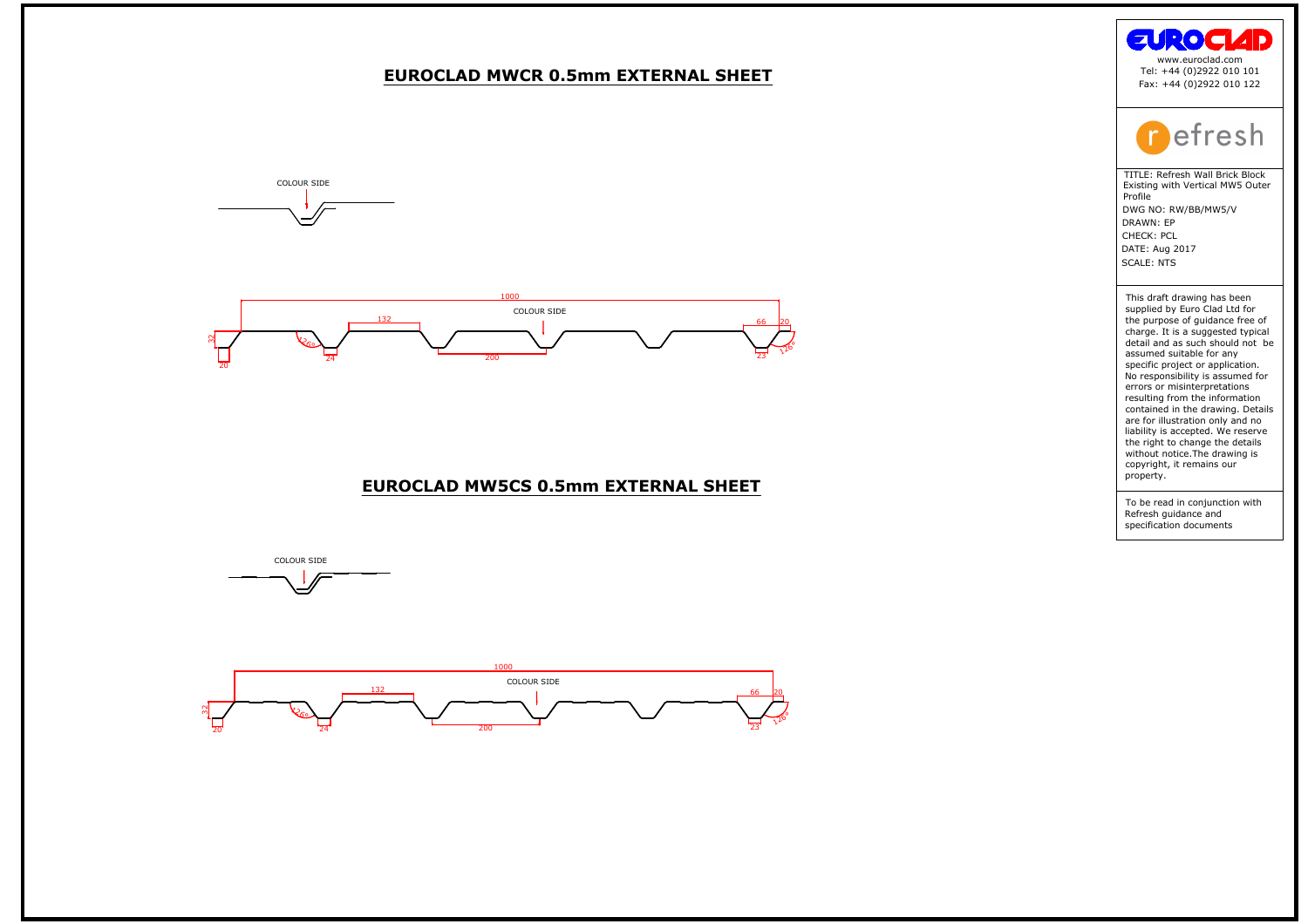## EUROCLAD MWCR 0.5mm EXTERNAL SHEET

COLOUR SIDE

1000

COLOUR SIDE

132

66

20

32

126°

126°

20

24

200

23

## EUROCLAD MW5CS 0.5mm EXTERNAL SHEET

COLOUR SIDE

1000

COLOUR SIDE

132

66

20

32

126°

126°

20

24

200

23

EUROCLAD

www.euroclad.com
Tel: +44 (0)2922 010 101
Fax: +44 (0)2922 010 122

refresh

TITLE: Refresh Wall Brick Block Existing with Vertical MW5 Outer Profile

DWG NO: RW/BB/MW5/V

DRAWN: EP

CHECK: PCL

DATE: Aug 2017

SCALE: NTS

This draft drawing has been supplied by Euro Clad Ltd for the purpose of guidance free of charge. It is a suggested typical detail and as such should not be assumed suitable for any specific project or application. No responsibility is assumed for errors or misinterpretations resulting from the information contained in the drawing. Details are for illustration only and no liability is accepted. We reserve the right to change the details without notice.The drawing is copyright, it remains our property.

To be read in conjunction with Refresh guidance and specification documents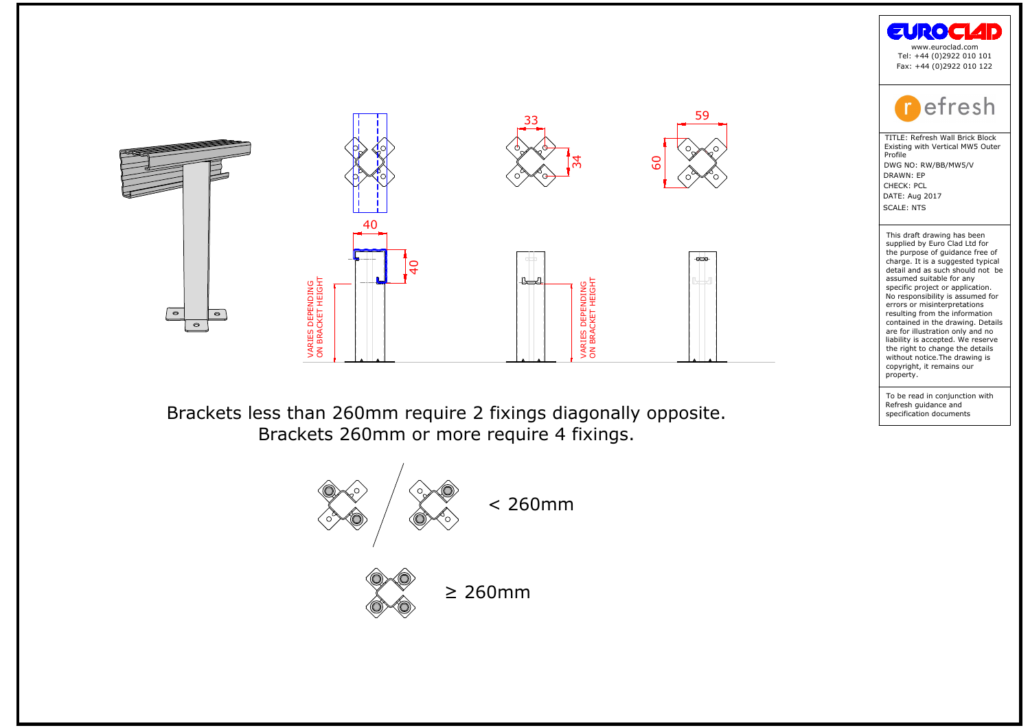Brackets less than 260mm require 2 fixings diagonally opposite.
Brackets 260mm or more require 4 fixings.

< 260mm

≥ 260mm

EUROCLAD
www.euroclad.com
Tel: +44 (0)2922 010 101
Fax: +44 (0)2922 010 122

refresh

TITLE: Refresh Wall Brick Block Existing with Vertical MW5 Outer Profile
DWG NO: RW/BB/MW5/V
DRAWN: EP
CHECK: PCL
DATE: Aug 2017
SCALE: NTS

This draft drawing has been supplied by Euro Clad Ltd for the purpose of guidance free of charge. It is a suggested typical detail and as such should not be assumed suitable for any specific project or application. No responsibility is assumed for errors or misinterpretations resulting from the information contained in the drawing. Details are for illustration only and no liability is accepted. We reserve the right to change the details without notice.The drawing is copyright, it remains our property.

To be read in conjunction with Refresh guidance and specification documents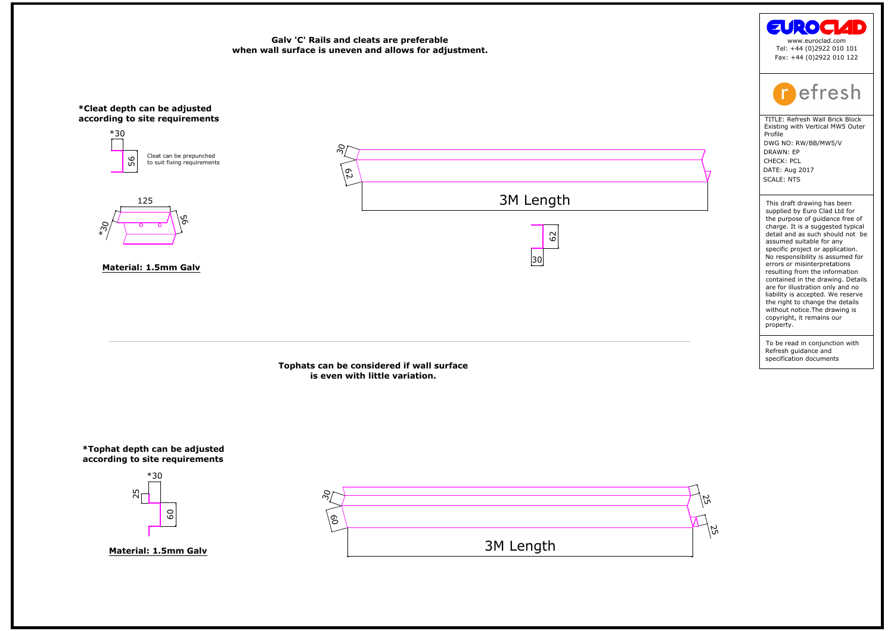**Galv 'C' Rails and cleats are preferable when wall surface is uneven and allows for adjustment.**

**\*Cleat depth can be adjusted according to site requirements**

\*30

56

Cleat can be prepunched to suit fixing requirements

125

\*30

56

**Material: 1.5mm Galv**

30

62

3M Length

62

30

**Tophats can be considered if wall surface is even with little variation.**

**\*Tophat depth can be adjusted according to site requirements**

\*30

25

60

**Material: 1.5mm Galv**

30

60

25

25

3M Length

www.euroclad.com
Tel: +44 (0)2922 010 101
Fax: +44 (0)2922 010 122

TITLE: Refresh Wall Brick Block Existing with Vertical MW5 Outer Profile
DWG NO: RW/BB/MW5/V
DRAWN: EP
CHECK: PCL
DATE: Aug 2017
SCALE: NTS

This draft drawing has been supplied by Euro Clad Ltd for the purpose of guidance free of charge. It is a suggested typical detail and as such should not be assumed suitable for any specific project or application. No responsibility is assumed for errors or misinterpretations resulting from the information contained in the drawing. Details are for illustration only and no liability is accepted. We reserve the right to change the details without notice.The drawing is copyright, it remains our property.

To be read in conjunction with Refresh guidance and specification documents